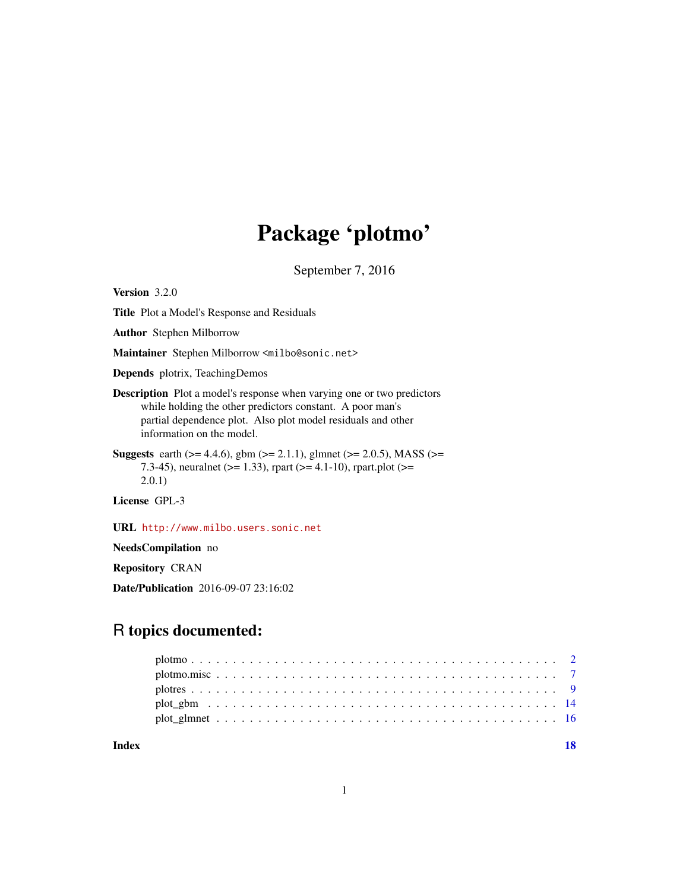# Package 'plotmo'

September 7, 2016

**Version** 3.2.0

**Title** Plot a Model's Response and Residuals

**Author** Stephen Milborrow

**Maintainer** Stephen Milborrow <milbo@sonic.net>

**Depends** plotrix, TeachingDemos

**Description** Plot a model's response when varying one or two predictors while holding the other predictors constant. A poor man's partial dependence plot. Also plot model residuals and other information on the model.

**Suggests** earth (>= 4.4.6), gbm (>= 2.1.1), glmnet (>= 2.0.5), MASS (>= 7.3-45), neuralnet (>= 1.33), rpart (>= 4.1-10), rpart.plot (>= 2.0.1)

**License** GPL-3

**URL** http://www.milbo.users.sonic.net

**NeedsCompilation** no

**Repository** CRAN

**Date/Publication** 2016-09-07 23:16:02

## R topics documented:

- plotmo . . . . . . . . . . . . . . . . . . . . . . . . . . . . . . . . . . . . . . . . . 2
- plotmo.misc . . . . . . . . . . . . . . . . . . . . . . . . . . . . . . . . . . . . . . 7
- plotres . . . . . . . . . . . . . . . . . . . . . . . . . . . . . . . . . . . . . . . . . 9
- plot_gbm . . . . . . . . . . . . . . . . . . . . . . . . . . . . . . . . . . . . . . . . 14
- plot_glmnet . . . . . . . . . . . . . . . . . . . . . . . . . . . . . . . . . . . . . . 16

**Index** **18**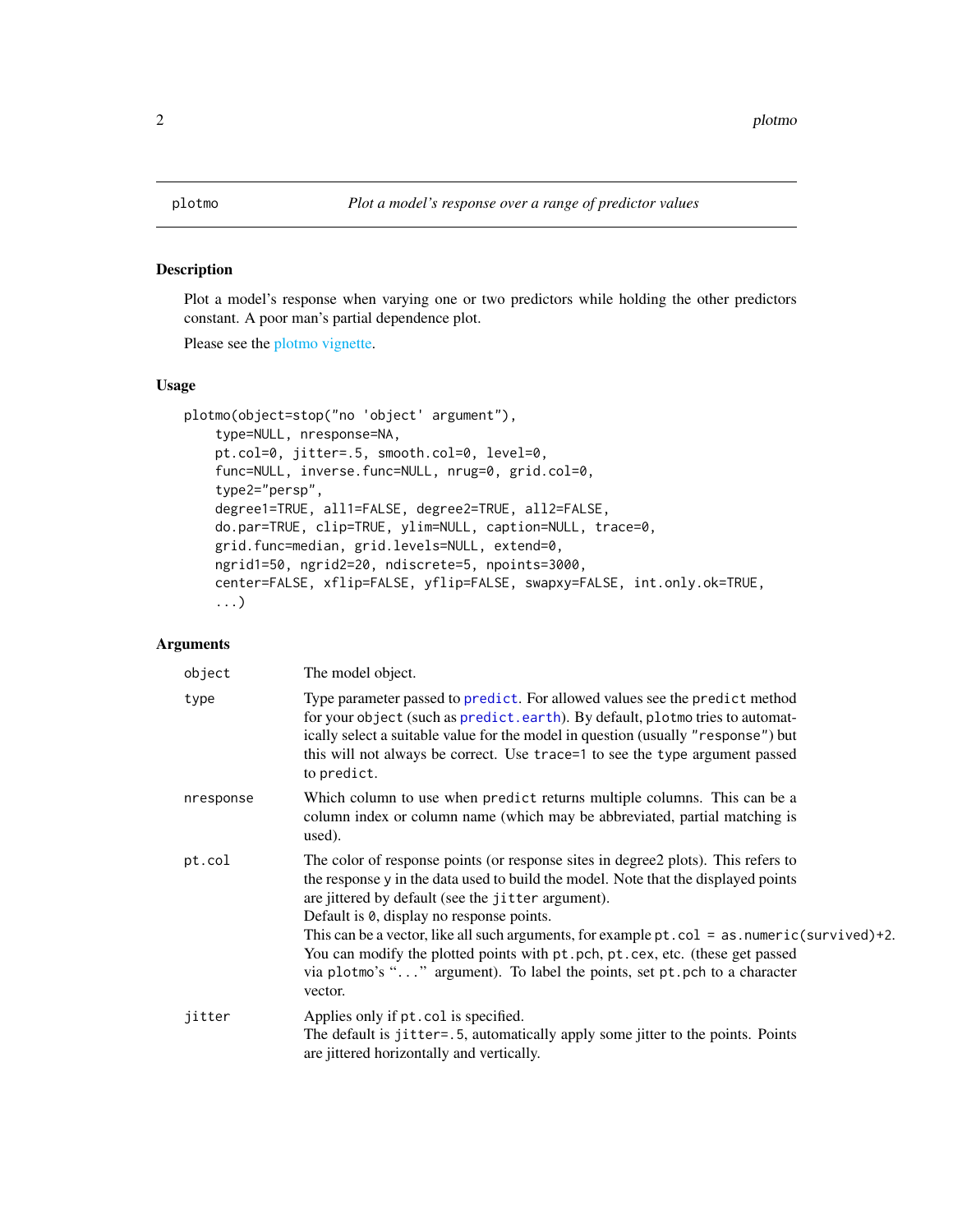plotmo *Plot a model's response over a range of predictor values*

## Description

Plot a model's response when varying one or two predictors while holding the other predictors constant. A poor man's partial dependence plot.

Please see the plotmo vignette.

## Usage

```
plotmo(object=stop("no 'object' argument"),
    type=NULL, nresponse=NA,
    pt.col=0, jitter=.5, smooth.col=0, level=0,
    func=NULL, inverse.func=NULL, nrug=0, grid.col=0,
    type2="persp",
    degree1=TRUE, all1=FALSE, degree2=TRUE, all2=FALSE,
    do.par=TRUE, clip=TRUE, ylim=NULL, caption=NULL, trace=0,
    grid.func=median, grid.levels=NULL, extend=0,
    ngrid1=50, ngrid2=20, ndiscrete=5, npoints=3000,
    center=FALSE, xflip=FALSE, yflip=FALSE, swapxy=FALSE, int.only.ok=TRUE,
    ...)
```

## Arguments

| | |
|---|---|
| `object` | The model object. |
| `type` | Type parameter passed to `predict`. For allowed values see the `predict` method for your `object` (such as `predict.earth`). By default, `plotmo` tries to automatically select a suitable value for the model in question (usually `"response"`) but this will not always be correct. Use `trace=1` to see the `type` argument passed to `predict`. |
| `nresponse` | Which column to use when `predict` returns multiple columns. This can be a column index or column name (which may be abbreviated, partial matching is used). |
| `pt.col` | The color of response points (or response sites in degree2 plots). This refers to the response `y` in the data used to build the model. Note that the displayed points are jittered by default (see the `jitter` argument).<br>Default is `0`, display no response points.<br>This can be a vector, like all such arguments, for example `pt.col = as.numeric(survived)+2`.<br>You can modify the plotted points with `pt.pch`, `pt.cex`, etc. (these get passed via `plotmo`'s "`...`" argument). To label the points, set `pt.pch` to a character vector. |
| `jitter` | Applies only if `pt.col` is specified.<br>The default is `jitter=.5`, automatically apply some jitter to the points. Points are jittered horizontally and vertically. |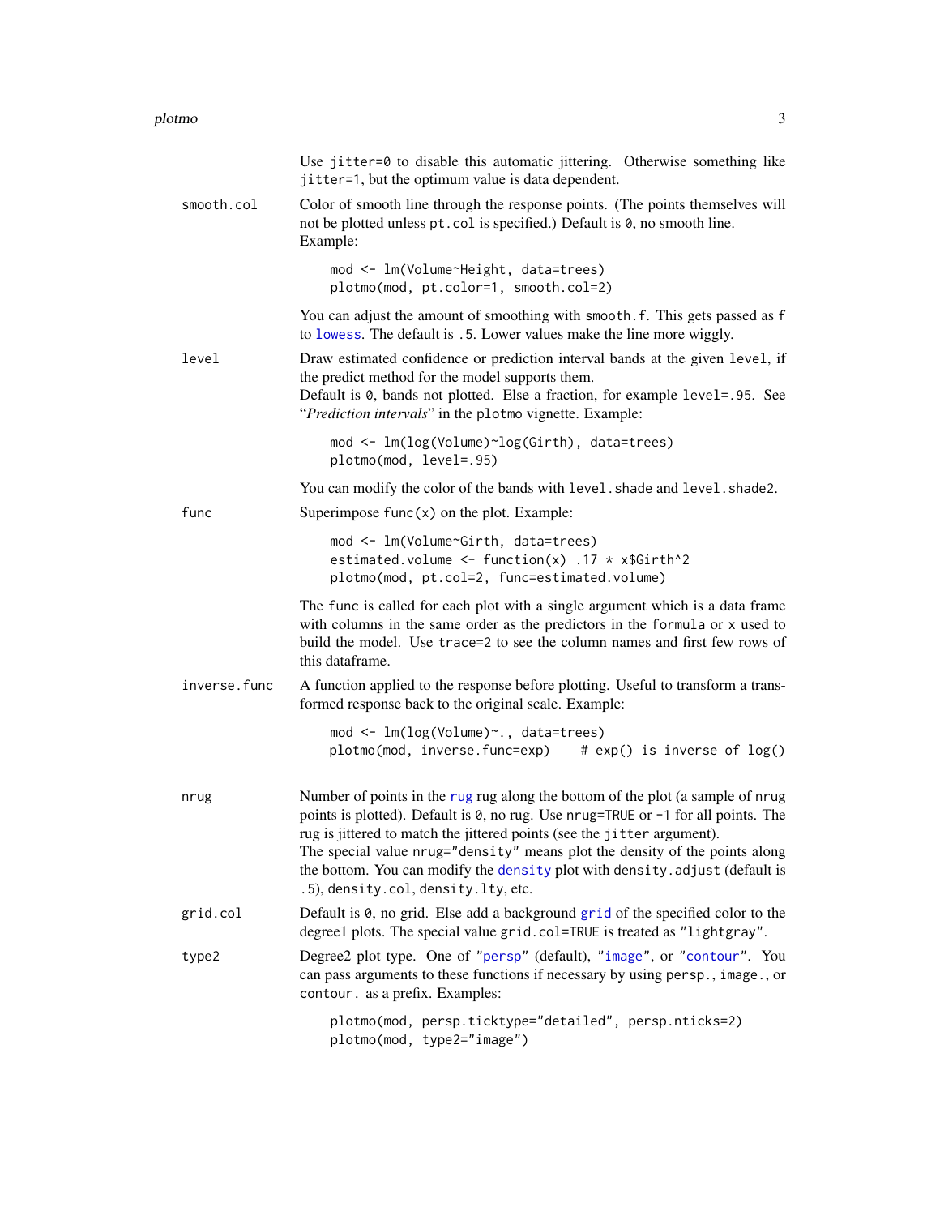Use `jitter=0` to disable this automatic jittering. Otherwise something like `jitter=1`, but the optimum value is data dependent.

**smooth.col**
Color of smooth line through the response points. (The points themselves will not be plotted unless `pt.col` is specified.) Default is `0`, no smooth line. Example:

```
mod <- lm(Volume~Height, data=trees)
plotmo(mod, pt.color=1, smooth.col=2)
```

You can adjust the amount of smoothing with `smooth.f`. This gets passed as `f` to `lowess`. The default is `.5`. Lower values make the line more wiggly.

**level**
Draw estimated confidence or prediction interval bands at the given `level`, if the predict method for the model supports them.
Default is `0`, bands not plotted. Else a fraction, for example `level=.95`. See "*Prediction intervals*" in the `plotmo` vignette. Example:

```
mod <- lm(log(Volume)~log(Girth), data=trees)
plotmo(mod, level=.95)
```

You can modify the color of the bands with `level.shade` and `level.shade2`.

**func**
Superimpose `func(x)` on the plot. Example:

```
mod <- lm(Volume~Girth, data=trees)
estimated.volume <- function(x) .17 * x$Girth^2
plotmo(mod, pt.col=2, func=estimated.volume)
```

The `func` is called for each plot with a single argument which is a data frame with columns in the same order as the predictors in the `formula` or `x` used to build the model. Use `trace=2` to see the column names and first few rows of this dataframe.

**inverse.func**
A function applied to the response before plotting. Useful to transform a transformed response back to the original scale. Example:

```
mod <- lm(log(Volume)~., data=trees)
plotmo(mod, inverse.func=exp)    # exp() is inverse of log()
```

**nrug**
Number of points in the `rug` rug along the bottom of the plot (a sample of `nrug` points is plotted). Default is `0`, no rug. Use `nrug=TRUE` or `-1` for all points. The rug is jittered to match the jittered points (see the `jitter` argument).
The special value `nrug="density"` means plot the density of the points along the bottom. You can modify the `density` plot with `density.adjust` (default is `.5`), `density.col`, `density.lty`, etc.

**grid.col**
Default is `0`, no grid. Else add a background `grid` of the specified color to the degree1 plots. The special value `grid.col=TRUE` is treated as `"lightgray"`.

**type2**
Degree2 plot type. One of `"persp"` (default), `"image"`, or `"contour"`. You can pass arguments to these functions if necessary by using `persp.`, `image.`, or `contour.` as a prefix. Examples:

```
plotmo(mod, persp.ticktype="detailed", persp.nticks=2)
plotmo(mod, type2="image")
```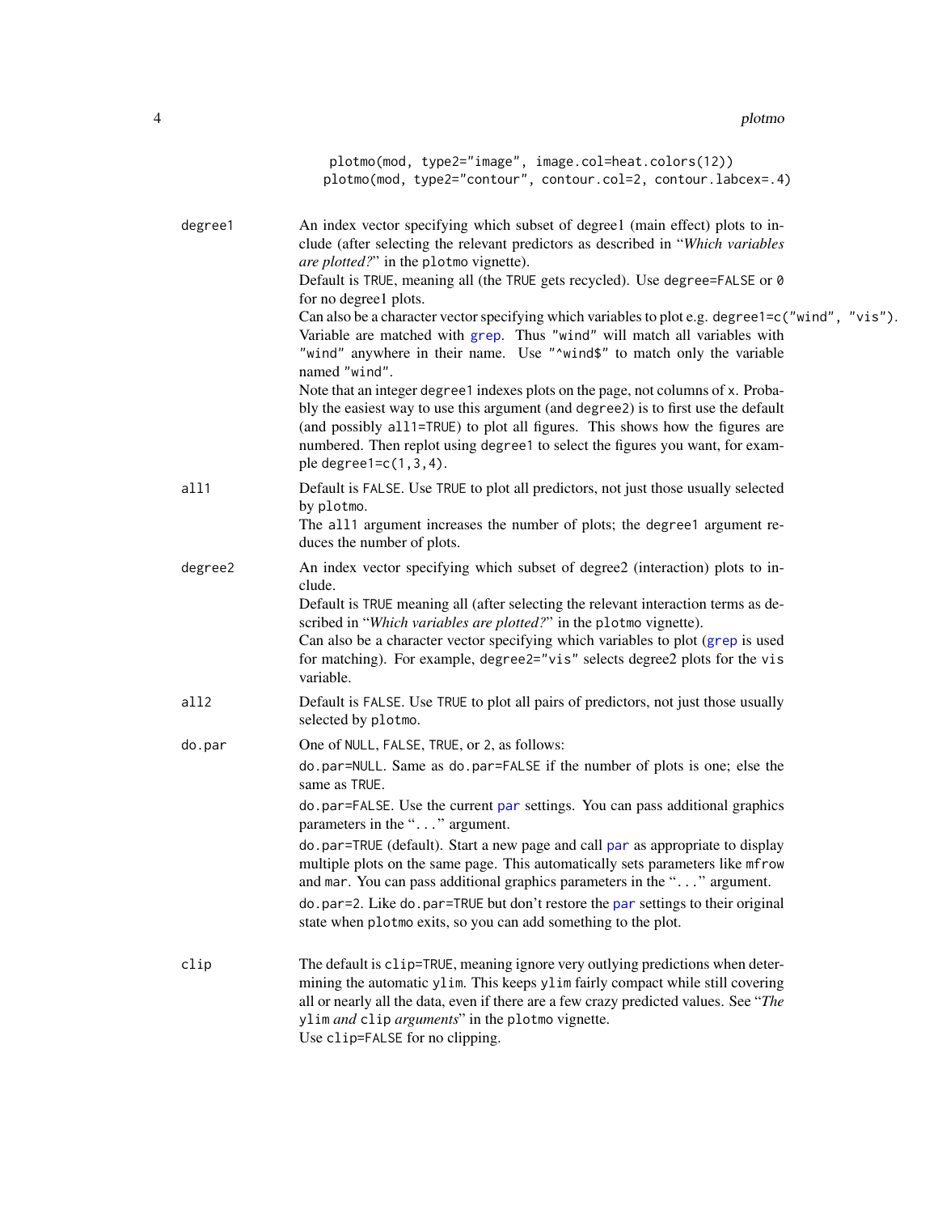```
plotmo(mod, type2="image", image.col=heat.colors(12))
plotmo(mod, type2="contour", contour.col=2, contour.labcex=.4)
```

**degree1**
An index vector specifying which subset of degree1 (main effect) plots to include (after selecting the relevant predictors as described in "*Which variables are plotted?*" in the `plotmo` vignette).
Default is `TRUE`, meaning all (the `TRUE` gets recycled). Use `degree=FALSE` or `0` for no degree1 plots.
Can also be a character vector specifying which variables to plot e.g. `degree1=c("wind", "vis")`. Variable are matched with grep. Thus `"wind"` will match all variables with `"wind"` anywhere in their name. Use `"^wind$"` to match only the variable named `"wind"`.
Note that an integer `degree1` indexes plots on the page, not columns of `x`. Probably the easiest way to use this argument (and `degree2`) is to first use the default (and possibly `all1=TRUE`) to plot all figures. This shows how the figures are numbered. Then replot using `degree1` to select the figures you want, for example `degree1=c(1,3,4)`.

**all1**
Default is `FALSE`. Use `TRUE` to plot all predictors, not just those usually selected by `plotmo`.
The `all1` argument increases the number of plots; the `degree1` argument reduces the number of plots.

**degree2**
An index vector specifying which subset of degree2 (interaction) plots to include.
Default is `TRUE` meaning all (after selecting the relevant interaction terms as described in "*Which variables are plotted?*" in the `plotmo` vignette).
Can also be a character vector specifying which variables to plot (grep is used for matching). For example, `degree2="vis"` selects degree2 plots for the `vis` variable.

**all2**
Default is `FALSE`. Use `TRUE` to plot all pairs of predictors, not just those usually selected by `plotmo`.

**do.par**
One of `NULL`, `FALSE`, `TRUE`, or `2`, as follows:

`do.par=NULL`. Same as `do.par=FALSE` if the number of plots is one; else the same as `TRUE`.

`do.par=FALSE`. Use the current par settings. You can pass additional graphics parameters in the "`...`" argument.

`do.par=TRUE` (default). Start a new page and call par as appropriate to display multiple plots on the same page. This automatically sets parameters like `mfrow` and `mar`. You can pass additional graphics parameters in the "`...`" argument.

`do.par=2`. Like `do.par=TRUE` but don't restore the par settings to their original state when `plotmo` exits, so you can add something to the plot.

**clip**
The default is `clip=TRUE`, meaning ignore very outlying predictions when determining the automatic `ylim`. This keeps `ylim` fairly compact while still covering all or nearly all the data, even if there are a few crazy predicted values. See "*The* `ylim` *and* `clip` *arguments*" in the `plotmo` vignette.
Use `clip=FALSE` for no clipping.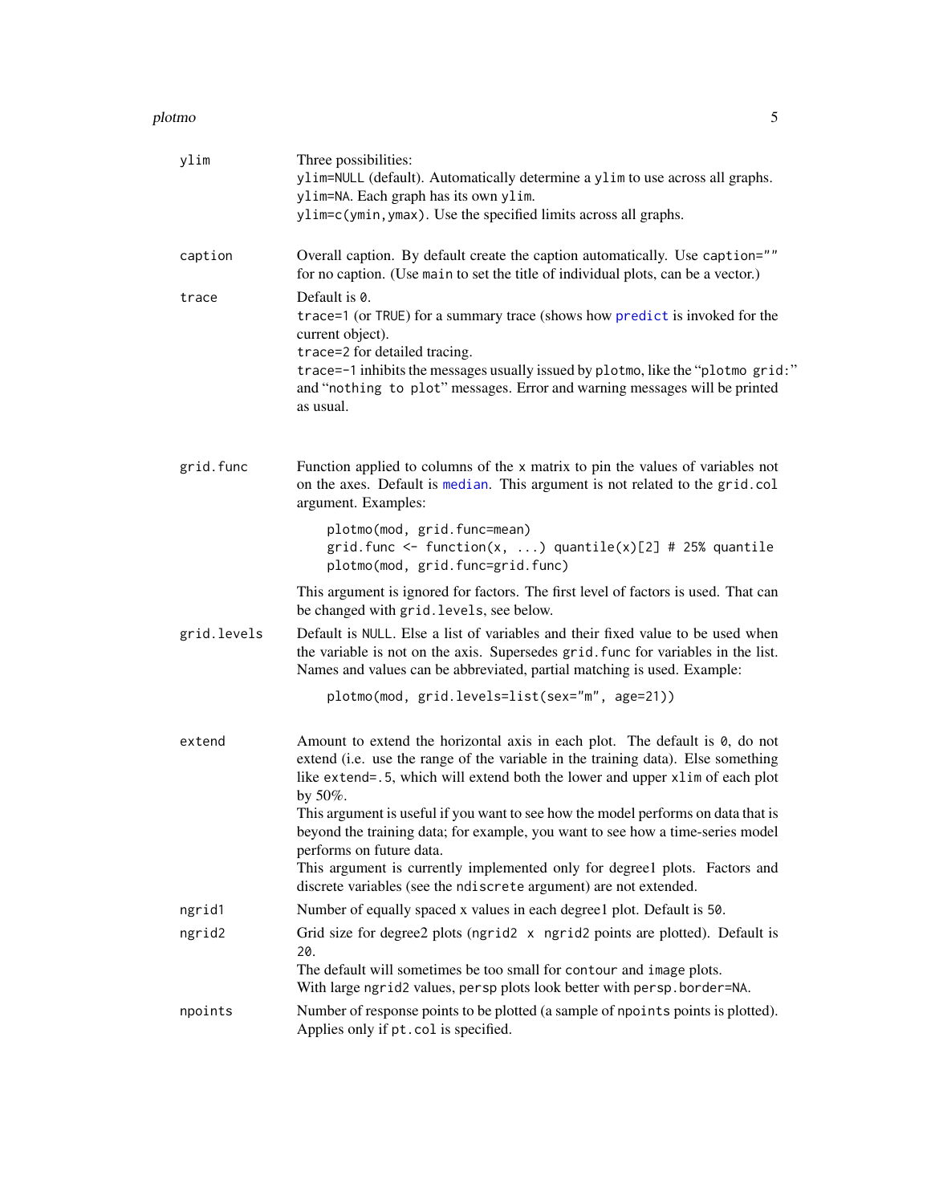`ylim`
: Three possibilities:
  `ylim=NULL` (default). Automatically determine a `ylim` to use across all graphs.
  `ylim=NA`. Each graph has its own `ylim`.
  `ylim=c(ymin,ymax)`. Use the specified limits across all graphs.

`caption`
: Overall caption. By default create the caption automatically. Use `caption=""` for no caption. (Use `main` to set the title of individual plots, can be a vector.)

`trace`
: Default is `0`.
  `trace=1` (or `TRUE`) for a summary trace (shows how predict is invoked for the current object).
  `trace=2` for detailed tracing.
  `trace=-1` inhibits the messages usually issued by `plotmo`, like the "`plotmo grid:`" and "`nothing to plot`" messages. Error and warning messages will be printed as usual.

`grid.func`
: Function applied to columns of the `x` matrix to pin the values of variables not on the axes. Default is median. This argument is not related to the `grid.col` argument. Examples:

```
plotmo(mod, grid.func=mean)
grid.func <- function(x, ...) quantile(x)[2] # 25% quantile
plotmo(mod, grid.func=grid.func)
```

  This argument is ignored for factors. The first level of factors is used. That can be changed with `grid.levels`, see below.

`grid.levels`
: Default is `NULL`. Else a list of variables and their fixed value to be used when the variable is not on the axis. Supersedes `grid.func` for variables in the list. Names and values can be abbreviated, partial matching is used. Example:

```
plotmo(mod, grid.levels=list(sex="m", age=21))
```

`extend`
: Amount to extend the horizontal axis in each plot. The default is `0`, do not extend (i.e. use the range of the variable in the training data). Else something like `extend=.5`, which will extend both the lower and upper `xlim` of each plot by 50%.
  This argument is useful if you want to see how the model performs on data that is beyond the training data; for example, you want to see how a time-series model performs on future data.
  This argument is currently implemented only for degree1 plots. Factors and discrete variables (see the `ndiscrete` argument) are not extended.

`ngrid1`
: Number of equally spaced x values in each degree1 plot. Default is `50`.

`ngrid2`
: Grid size for degree2 plots (`ngrid2 x ngrid2` points are plotted). Default is `20`.
  The default will sometimes be too small for `contour` and `image` plots.
  With large `ngrid2` values, `persp` plots look better with `persp.border=NA`.

`npoints`
: Number of response points to be plotted (a sample of `npoints` points is plotted). Applies only if `pt.col` is specified.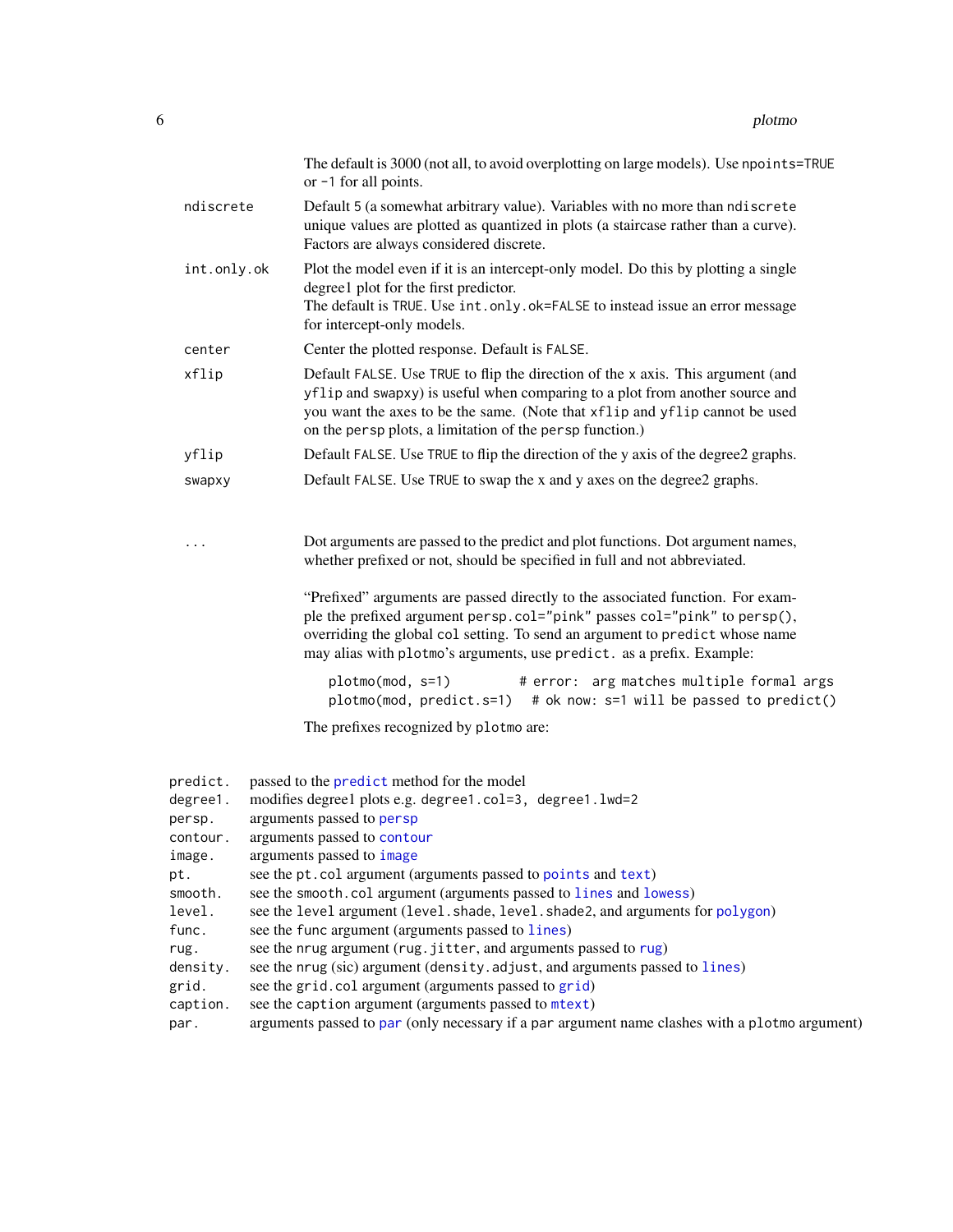The default is 3000 (not all, to avoid overplotting on large models). Use `npoints=TRUE` or `-1` for all points.

`ndiscrete`
: Default 5 (a somewhat arbitrary value). Variables with no more than `ndiscrete` unique values are plotted as quantized in plots (a staircase rather than a curve). Factors are always considered discrete.

`int.only.ok`
: Plot the model even if it is an intercept-only model. Do this by plotting a single degree1 plot for the first predictor.
The default is `TRUE`. Use `int.only.ok=FALSE` to instead issue an error message for intercept-only models.

`center`
: Center the plotted response. Default is `FALSE`.

`xflip`
: Default `FALSE`. Use `TRUE` to flip the direction of the `x` axis. This argument (and `yflip` and `swapxy`) is useful when comparing to a plot from another source and you want the axes to be the same. (Note that `xflip` and `yflip` cannot be used on the `persp` plots, a limitation of the `persp` function.)

`yflip`
: Default `FALSE`. Use `TRUE` to flip the direction of the y axis of the degree2 graphs.

`swapxy`
: Default `FALSE`. Use `TRUE` to swap the x and y axes on the degree2 graphs.

`...`
: Dot arguments are passed to the predict and plot functions. Dot argument names, whether prefixed or not, should be specified in full and not abbreviated.

"Prefixed" arguments are passed directly to the associated function. For example the prefixed argument `persp.col="pink"` passes `col="pink"` to `persp()`, overriding the global `col` setting. To send an argument to `predict` whose name may alias with `plotmo`'s arguments, use `predict.` as a prefix. Example:

```
plotmo(mod, s=1)          # error:  arg matches multiple formal args
plotmo(mod, predict.s=1)   # ok now: s=1 will be passed to predict()
```

The prefixes recognized by `plotmo` are:

| | |
|---|---|
| `predict.` | passed to the `predict` method for the model |
| `degree1.` | modifies degree1 plots e.g. `degree1.col=3, degree1.lwd=2` |
| `persp.` | arguments passed to `persp` |
| `contour.` | arguments passed to `contour` |
| `image.` | arguments passed to `image` |
| `pt.` | see the `pt.col` argument (arguments passed to `points` and `text`) |
| `smooth.` | see the `smooth.col` argument (arguments passed to `lines` and `lowess`) |
| `level.` | see the `level` argument (`level.shade`, `level.shade2`, and arguments for `polygon`) |
| `func.` | see the `func` argument (arguments passed to `lines`) |
| `rug.` | see the `nrug` argument (`rug.jitter`, and arguments passed to `rug`) |
| `density.` | see the `nrug` (sic) argument (`density.adjust`, and arguments passed to `lines`) |
| `grid.` | see the `grid.col` argument (arguments passed to `grid`) |
| `caption.` | see the `caption` argument (arguments passed to `mtext`) |
| `par.` | arguments passed to `par` (only necessary if a `par` argument name clashes with a `plotmo` argument) |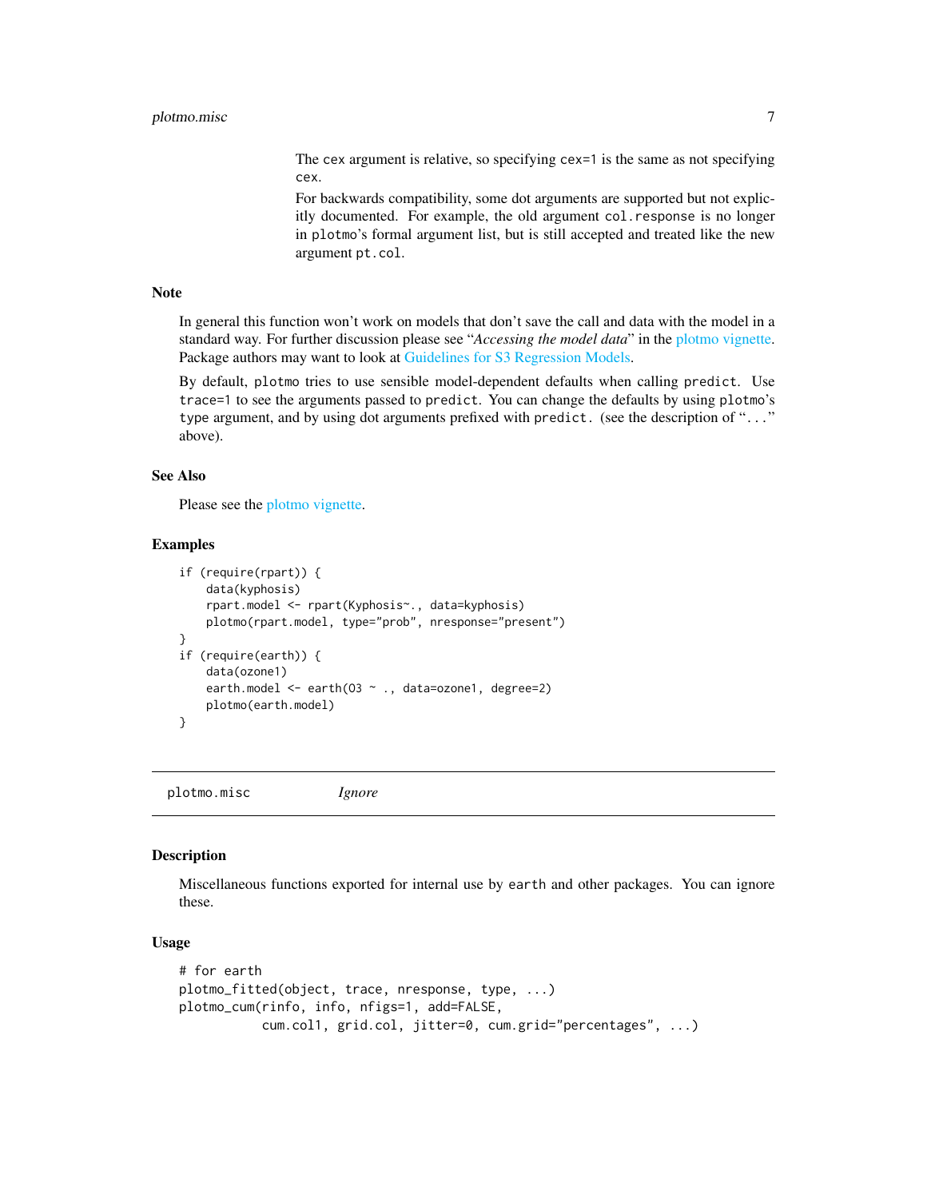The cex argument is relative, so specifying cex=1 is the same as not specifying cex.

For backwards compatibility, some dot arguments are supported but not explicitly documented. For example, the old argument col.response is no longer in plotmo's formal argument list, but is still accepted and treated like the new argument pt.col.

### Note

In general this function won't work on models that don't save the call and data with the model in a standard way. For further discussion please see "*Accessing the model data*" in the plotmo vignette. Package authors may want to look at Guidelines for S3 Regression Models.

By default, plotmo tries to use sensible model-dependent defaults when calling predict. Use trace=1 to see the arguments passed to predict. You can change the defaults by using plotmo's type argument, and by using dot arguments prefixed with predict. (see the description of "..." above).

### See Also

Please see the plotmo vignette.

### Examples

```
if (require(rpart)) {
    data(kyphosis)
    rpart.model <- rpart(Kyphosis~., data=kyphosis)
    plotmo(rpart.model, type="prob", nresponse="present")
}
if (require(earth)) {
    data(ozone1)
    earth.model <- earth(O3 ~ ., data=ozone1, degree=2)
    plotmo(earth.model)
}
```

---

## plotmo.misc *Ignore*

### Description

Miscellaneous functions exported for internal use by earth and other packages. You can ignore these.

### Usage

```
# for earth
plotmo_fitted(object, trace, nresponse, type, ...)
plotmo_cum(rinfo, info, nfigs=1, add=FALSE,
           cum.col1, grid.col, jitter=0, cum.grid="percentages", ...)
```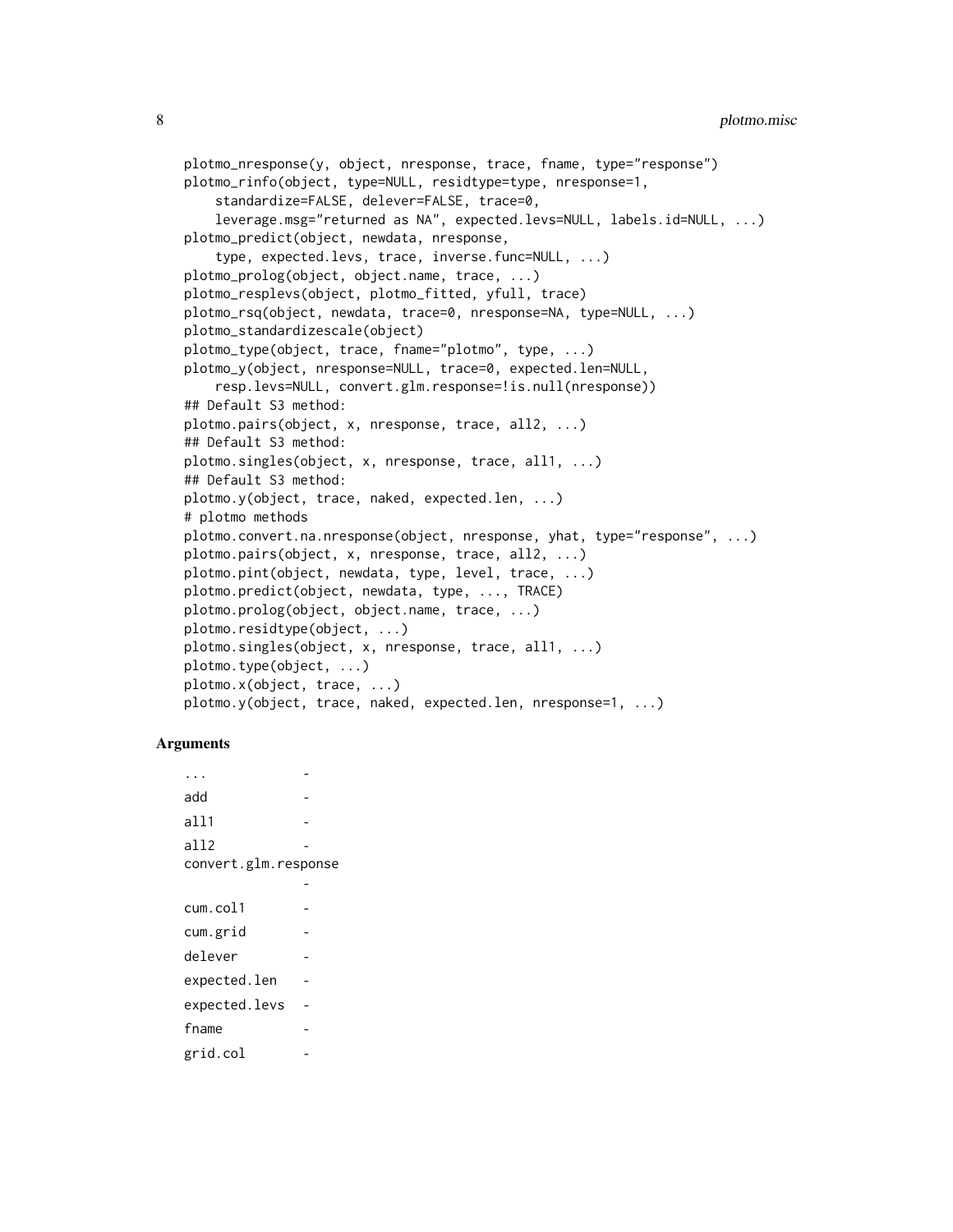```
plotmo_nresponse(y, object, nresponse, trace, fname, type="response")
plotmo_rinfo(object, type=NULL, residtype=type, nresponse=1,
    standardize=FALSE, delever=FALSE, trace=0,
    leverage.msg="returned as NA", expected.levs=NULL, labels.id=NULL, ...)
plotmo_predict(object, newdata, nresponse,
    type, expected.levs, trace, inverse.func=NULL, ...)
plotmo_prolog(object, object.name, trace, ...)
plotmo_resplevs(object, plotmo_fitted, yfull, trace)
plotmo_rsq(object, newdata, trace=0, nresponse=NA, type=NULL, ...)
plotmo_standardizescale(object)
plotmo_type(object, trace, fname="plotmo", type, ...)
plotmo_y(object, nresponse=NULL, trace=0, expected.len=NULL,
    resp.levs=NULL, convert.glm.response=!is.null(nresponse))
## Default S3 method:
plotmo.pairs(object, x, nresponse, trace, all2, ...)
## Default S3 method:
plotmo.singles(object, x, nresponse, trace, all1, ...)
## Default S3 method:
plotmo.y(object, trace, naked, expected.len, ...)
# plotmo methods
plotmo.convert.na.nresponse(object, nresponse, yhat, type="response", ...)
plotmo.pairs(object, x, nresponse, trace, all2, ...)
plotmo.pint(object, newdata, type, level, trace, ...)
plotmo.predict(object, newdata, type, ..., TRACE)
plotmo.prolog(object, object.name, trace, ...)
plotmo.residtype(object, ...)
plotmo.singles(object, x, nresponse, trace, all1, ...)
plotmo.type(object, ...)
plotmo.x(object, trace, ...)
plotmo.y(object, trace, naked, expected.len, nresponse=1, ...)
```

### Arguments

| | |
|---|---|
| `...` | - |
| `add` | - |
| `all1` | - |
| `all2` | - |
| `convert.glm.response` | - |
| `cum.col1` | - |
| `cum.grid` | - |
| `delever` | - |
| `expected.len` | - |
| `expected.levs` | - |
| `fname` | - |
| `grid.col` | - |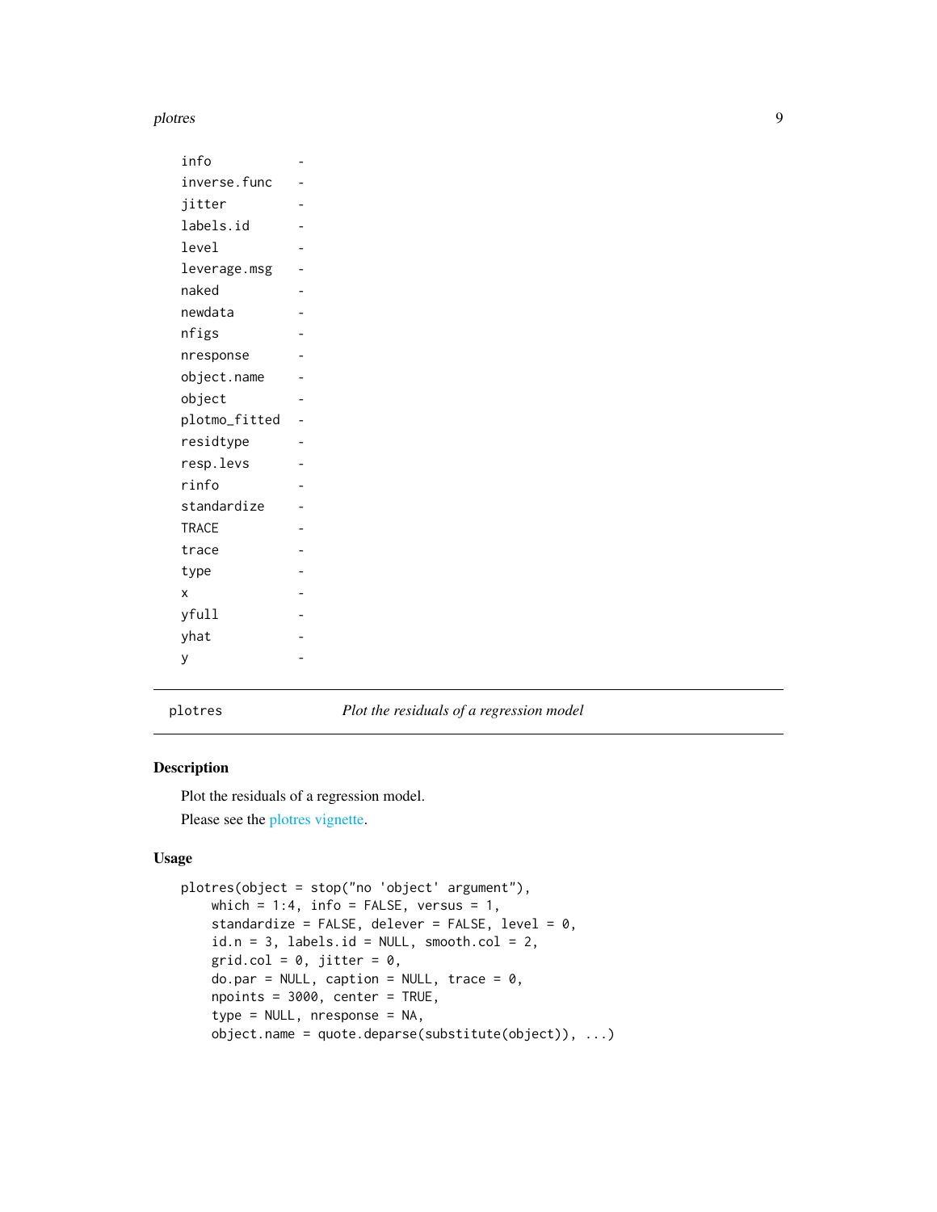| | |
|---|---|
| info | - |
| inverse.func | - |
| jitter | - |
| labels.id | - |
| level | - |
| leverage.msg | - |
| naked | - |
| newdata | - |
| nfigs | - |
| nresponse | - |
| object.name | - |
| object | - |
| plotmo_fitted | - |
| residtype | - |
| resp.levs | - |
| rinfo | - |
| standardize | - |
| TRACE | - |
| trace | - |
| type | - |
| x | - |
| yfull | - |
| yhat | - |
| y | - |

---

plotres *Plot the residuals of a regression model*

---

## Description

Plot the residuals of a regression model.

Please see the plotres vignette.

## Usage

```
plotres(object = stop("no 'object' argument"),
    which = 1:4, info = FALSE, versus = 1,
    standardize = FALSE, delever = FALSE, level = 0,
    id.n = 3, labels.id = NULL, smooth.col = 2,
    grid.col = 0, jitter = 0,
    do.par = NULL, caption = NULL, trace = 0,
    npoints = 3000, center = TRUE,
    type = NULL, nresponse = NA,
    object.name = quote.deparse(substitute(object)), ...)
```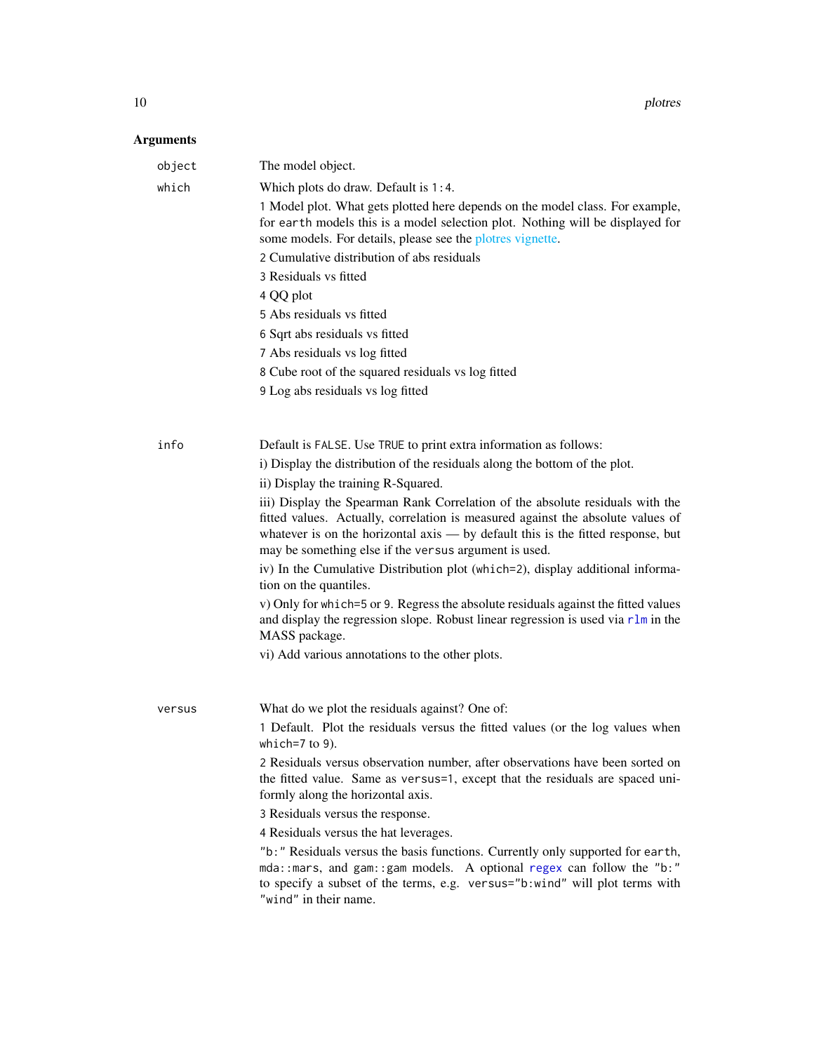## Arguments

**object** The model object.

**which** Which plots do draw. Default is `1:4`.

`1` Model plot. What gets plotted here depends on the model class. For example, for `earth` models this is a model selection plot. Nothing will be displayed for some models. For details, please see the plotres vignette.

`2` Cumulative distribution of abs residuals

`3` Residuals vs fitted

`4` QQ plot

`5` Abs residuals vs fitted

`6` Sqrt abs residuals vs fitted

`7` Abs residuals vs log fitted

`8` Cube root of the squared residuals vs log fitted

`9` Log abs residuals vs log fitted

**info** Default is `FALSE`. Use `TRUE` to print extra information as follows:

i) Display the distribution of the residuals along the bottom of the plot.

ii) Display the training R-Squared.

iii) Display the Spearman Rank Correlation of the absolute residuals with the fitted values. Actually, correlation is measured against the absolute values of whatever is on the horizontal axis — by default this is the fitted response, but may be something else if the `versus` argument is used.

iv) In the Cumulative Distribution plot (`which=2`), display additional information on the quantiles.

v) Only for `which=5` or `9`. Regress the absolute residuals against the fitted values and display the regression slope. Robust linear regression is used via `rlm` in the MASS package.

vi) Add various annotations to the other plots.

**versus** What do we plot the residuals against? One of:

`1` Default. Plot the residuals versus the fitted values (or the log values when `which=7` to `9`).

`2` Residuals versus observation number, after observations have been sorted on the fitted value. Same as `versus=1`, except that the residuals are spaced uniformly along the horizontal axis.

`3` Residuals versus the response.

`4` Residuals versus the hat leverages.

`"b:"` Residuals versus the basis functions. Currently only supported for `earth`, `mda::mars`, and `gam::gam` models. A optional `regex` can follow the `"b:"` to specify a subset of the terms, e.g. `versus="b:wind"` will plot terms with `"wind"` in their name.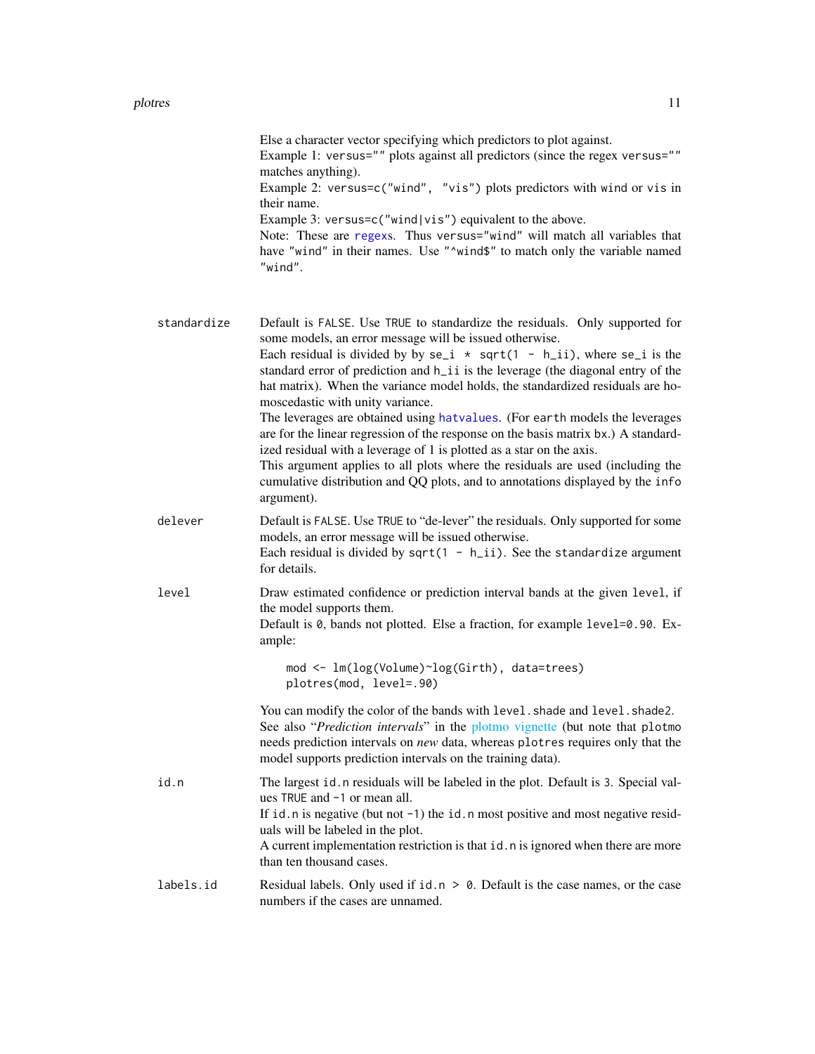Else a character vector specifying which predictors to plot against.
Example 1: `versus=""` plots against all predictors (since the regex `versus=""` matches anything).
Example 2: `versus=c("wind", "vis")` plots predictors with `wind` or `vis` in their name.
Example 3: `versus=c("wind|vis")` equivalent to the above.
Note: These are regexs. Thus `versus="wind"` will match all variables that have `"wind"` in their names. Use `"^wind$"` to match only the variable named `"wind"`.

**standardize**
Default is `FALSE`. Use `TRUE` to standardize the residuals. Only supported for some models, an error message will be issued otherwise.
Each residual is divided by by `se_i * sqrt(1 - h_ii)`, where `se_i` is the standard error of prediction and `h_ii` is the leverage (the diagonal entry of the hat matrix). When the variance model holds, the standardized residuals are homoscedastic with unity variance.
The leverages are obtained using `hatvalues`. (For `earth` models the leverages are for the linear regression of the response on the basis matrix `bx`.) A standardized residual with a leverage of 1 is plotted as a star on the axis.
This argument applies to all plots where the residuals are used (including the cumulative distribution and QQ plots, and to annotations displayed by the `info` argument).

**delever**
Default is `FALSE`. Use `TRUE` to "de-lever" the residuals. Only supported for some models, an error message will be issued otherwise.
Each residual is divided by `sqrt(1 - h_ii)`. See the `standardize` argument for details.

**level**
Draw estimated confidence or prediction interval bands at the given `level`, if the model supports them.
Default is `0`, bands not plotted. Else a fraction, for example `level=0.90`. Example:

```
mod <- lm(log(Volume)~log(Girth), data=trees)
plotres(mod, level=.90)
```

You can modify the color of the bands with `level.shade` and `level.shade2`.
See also "*Prediction intervals*" in the plotmo vignette (but note that `plotmo` needs prediction intervals on *new* data, whereas `plotres` requires only that the model supports prediction intervals on the training data).

**id.n**
The largest `id.n` residuals will be labeled in the plot. Default is `3`. Special values `TRUE` and `-1` or mean all.
If `id.n` is negative (but not `-1`) the `id.n` most positive and most negative residuals will be labeled in the plot.
A current implementation restriction is that `id.n` is ignored when there are more than ten thousand cases.

**labels.id**
Residual labels. Only used if `id.n > 0`. Default is the case names, or the case numbers if the cases are unnamed.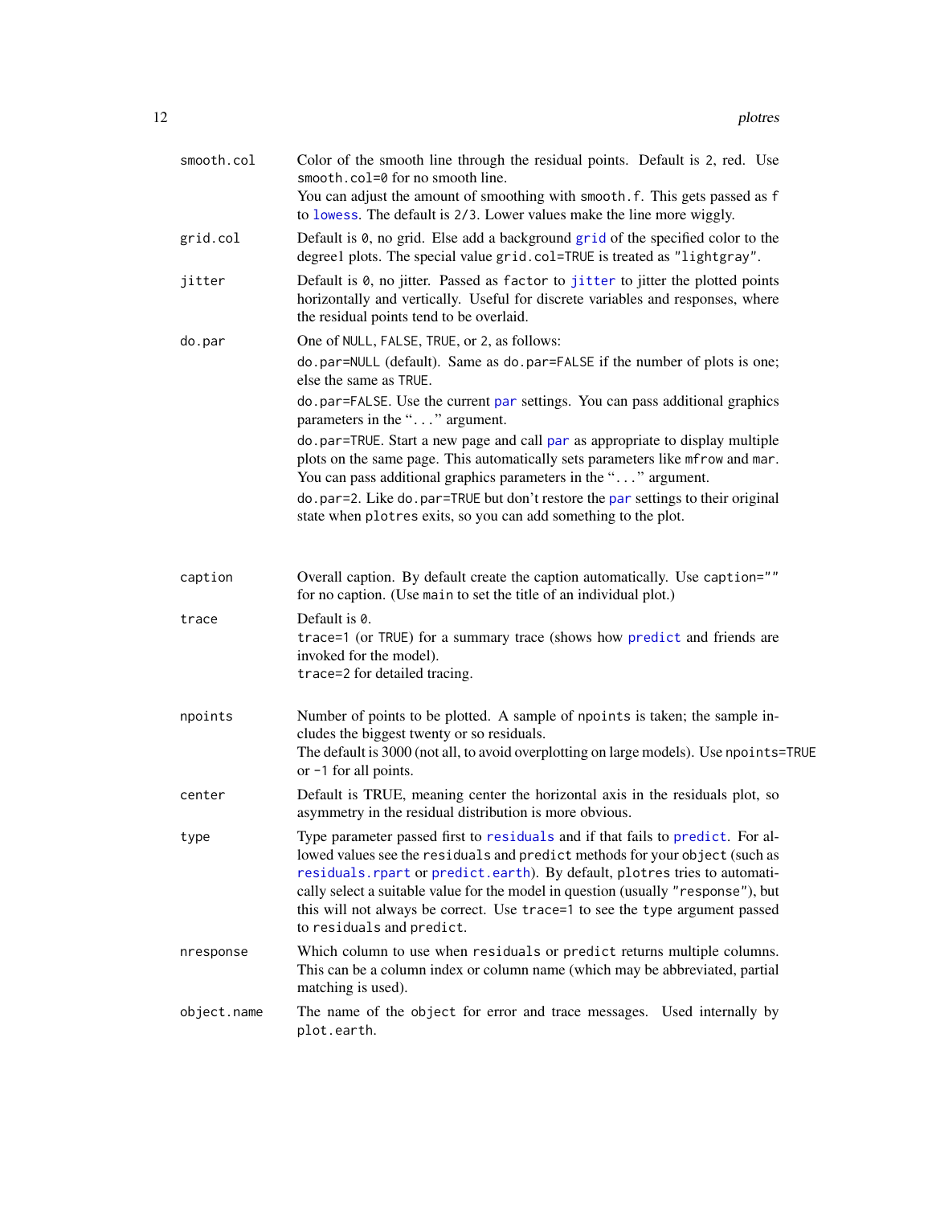| | |
|---|---|
| `smooth.col` | Color of the smooth line through the residual points. Default is `2`, red. Use `smooth.col=0` for no smooth line.<br>You can adjust the amount of smoothing with `smooth.f`. This gets passed as `f` to `lowess`. The default is `2/3`. Lower values make the line more wiggly. |
| `grid.col` | Default is `0`, no grid. Else add a background `grid` of the specified color to the degree1 plots. The special value `grid.col=TRUE` is treated as `"lightgray"`. |
| `jitter` | Default is `0`, no jitter. Passed as `factor` to `jitter` to jitter the plotted points horizontally and vertically. Useful for discrete variables and responses, where the residual points tend to be overlaid. |
| `do.par` | One of `NULL`, `FALSE`, `TRUE`, or `2`, as follows:<br>`do.par=NULL` (default). Same as `do.par=FALSE` if the number of plots is one; else the same as `TRUE`.<br>`do.par=FALSE`. Use the current `par` settings. You can pass additional graphics parameters in the "`...`" argument.<br>`do.par=TRUE`. Start a new page and call `par` as appropriate to display multiple plots on the same page. This automatically sets parameters like `mfrow` and `mar`. You can pass additional graphics parameters in the "`...`" argument.<br>`do.par=2`. Like `do.par=TRUE` but don't restore the `par` settings to their original state when `plotres` exits, so you can add something to the plot. |
| `caption` | Overall caption. By default create the caption automatically. Use `caption=""` for no caption. (Use `main` to set the title of an individual plot.) |
| `trace` | Default is `0`.<br>`trace=1` (or `TRUE`) for a summary trace (shows how `predict` and friends are invoked for the model).<br>`trace=2` for detailed tracing. |
| `npoints` | Number of points to be plotted. A sample of `npoints` is taken; the sample includes the biggest twenty or so residuals.<br>The default is 3000 (not all, to avoid overplotting on large models). Use `npoints=TRUE` or `-1` for all points. |
| `center` | Default is TRUE, meaning center the horizontal axis in the residuals plot, so asymmetry in the residual distribution is more obvious. |
| `type` | Type parameter passed first to `residuals` and if that fails to `predict`. For allowed values see the `residuals` and `predict` methods for your `object` (such as `residuals.rpart` or `predict.earth`). By default, `plotres` tries to automatically select a suitable value for the model in question (usually `"response"`), but this will not always be correct. Use `trace=1` to see the `type` argument passed to `residuals` and `predict`. |
| `nresponse` | Which column to use when `residuals` or `predict` returns multiple columns. This can be a column index or column name (which may be abbreviated, partial matching is used). |
| `object.name` | The name of the `object` for error and trace messages. Used internally by `plot.earth`. |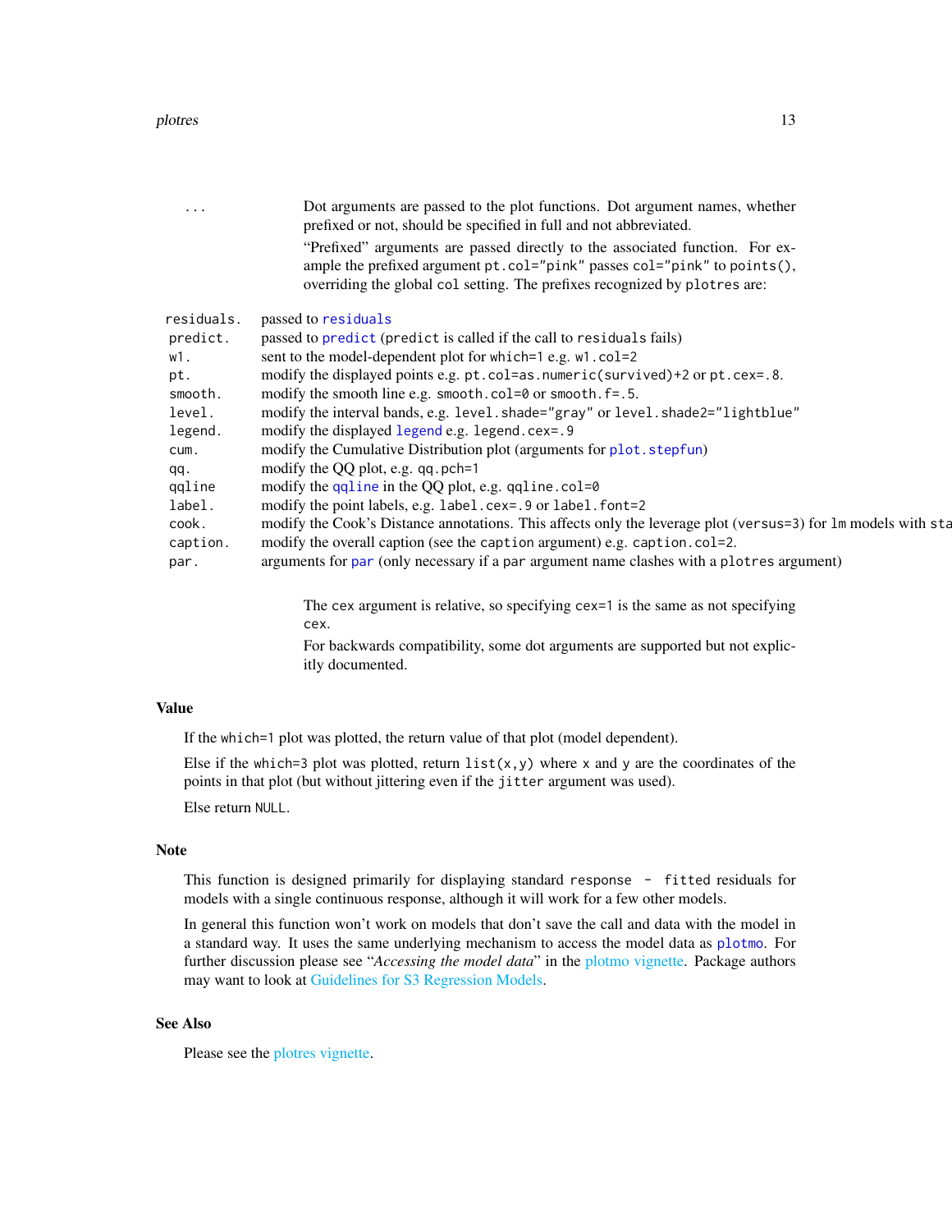`...` Dot arguments are passed to the plot functions. Dot argument names, whether prefixed or not, should be specified in full and not abbreviated.

"Prefixed" arguments are passed directly to the associated function. For example the prefixed argument `pt.col="pink"` passes `col="pink"` to `points()`, overriding the global `col` setting. The prefixes recognized by `plotres` are:

| | |
|---|---|
| `residuals.` | passed to `residuals` |
| `predict.` | passed to `predict` (`predict` is called if the call to `residuals` fails) |
| `w1.` | sent to the model-dependent plot for `which=1` e.g. `w1.col=2` |
| `pt.` | modify the displayed points e.g. `pt.col=as.numeric(survived)+2` or `pt.cex=.8`. |
| `smooth.` | modify the smooth line e.g. `smooth.col=0` or `smooth.f=.5`. |
| `level.` | modify the interval bands, e.g. `level.shade="gray"` or `level.shade2="lightblue"` |
| `legend.` | modify the displayed `legend` e.g. `legend.cex=.9` |
| `cum.` | modify the Cumulative Distribution plot (arguments for `plot.stepfun`) |
| `qq.` | modify the QQ plot, e.g. `qq.pch=1` |
| `qqline` | modify the `qqline` in the QQ plot, e.g. `qqline.col=0` |
| `label.` | modify the point labels, e.g. `label.cex=.9` or `label.font=2` |
| `cook.` | modify the Cook's Distance annotations. This affects only the leverage plot (`versus=3`) for `lm` models with sta |
| `caption.` | modify the overall caption (see the `caption` argument) e.g. `caption.col=2`. |
| `par.` | arguments for `par` (only necessary if a `par` argument name clashes with a `plotres` argument) |

The `cex` argument is relative, so specifying `cex=1` is the same as not specifying `cex`.

For backwards compatibility, some dot arguments are supported but not explicitly documented.

## Value

If the `which=1` plot was plotted, the return value of that plot (model dependent).

Else if the `which=3` plot was plotted, return `list(x,y)` where `x` and `y` are the coordinates of the points in that plot (but without jittering even if the `jitter` argument was used).

Else return `NULL`.

## Note

This function is designed primarily for displaying standard `response - fitted` residuals for models with a single continuous response, although it will work for a few other models.

In general this function won't work on models that don't save the call and data with the model in a standard way. It uses the same underlying mechanism to access the model data as `plotmo`. For further discussion please see "*Accessing the model data*" in the plotmo vignette. Package authors may want to look at Guidelines for S3 Regression Models.

## See Also

Please see the plotres vignette.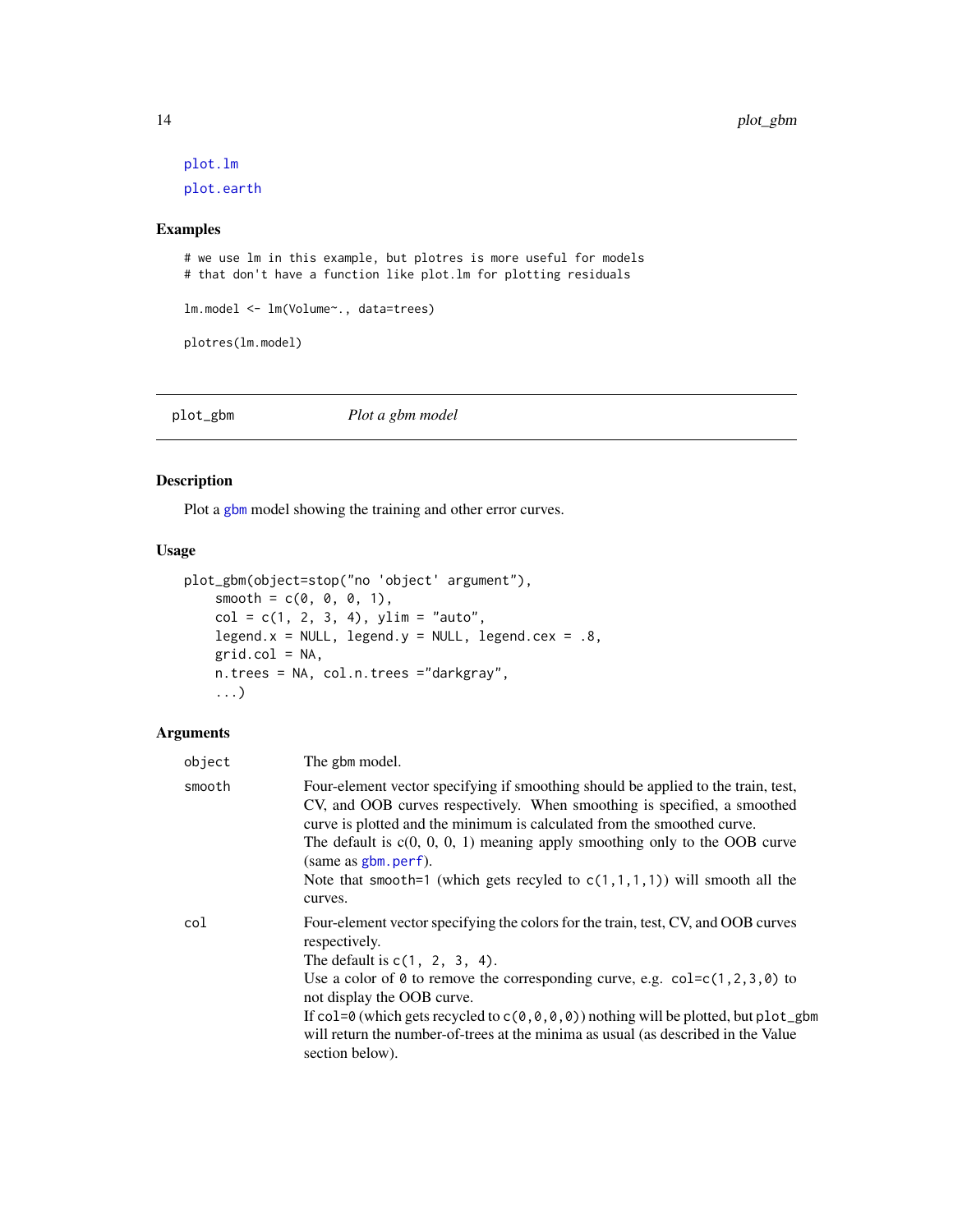plot.lm

plot.earth

### Examples

```
# we use lm in this example, but plotres is more useful for models
# that don't have a function like plot.lm for plotting residuals

lm.model <- lm(Volume~., data=trees)

plotres(lm.model)
```

---

## plot_gbm — *Plot a gbm model*

---

### Description

Plot a gbm model showing the training and other error curves.

### Usage

```
plot_gbm(object=stop("no 'object' argument"),
    smooth = c(0, 0, 0, 1),
    col = c(1, 2, 3, 4), ylim = "auto",
    legend.x = NULL, legend.y = NULL, legend.cex = .8,
    grid.col = NA,
    n.trees = NA, col.n.trees ="darkgray",
    ...)
```

### Arguments

| | |
|---|---|
| `object` | The gbm model. |
| `smooth` | Four-element vector specifying if smoothing should be applied to the train, test, CV, and OOB curves respectively. When smoothing is specified, a smoothed curve is plotted and the minimum is calculated from the smoothed curve.<br>The default is c(0, 0, 0, 1) meaning apply smoothing only to the OOB curve (same as gbm.perf).<br>Note that `smooth=1` (which gets recyled to `c(1,1,1,1)`) will smooth all the curves. |
| `col` | Four-element vector specifying the colors for the train, test, CV, and OOB curves respectively.<br>The default is `c(1, 2, 3, 4)`.<br>Use a color of `0` to remove the corresponding curve, e.g. `col=c(1,2,3,0)` to not display the OOB curve.<br>If `col=0` (which gets recycled to `c(0,0,0,0)`) nothing will be plotted, but `plot_gbm` will return the number-of-trees at the minima as usual (as described in the Value section below). |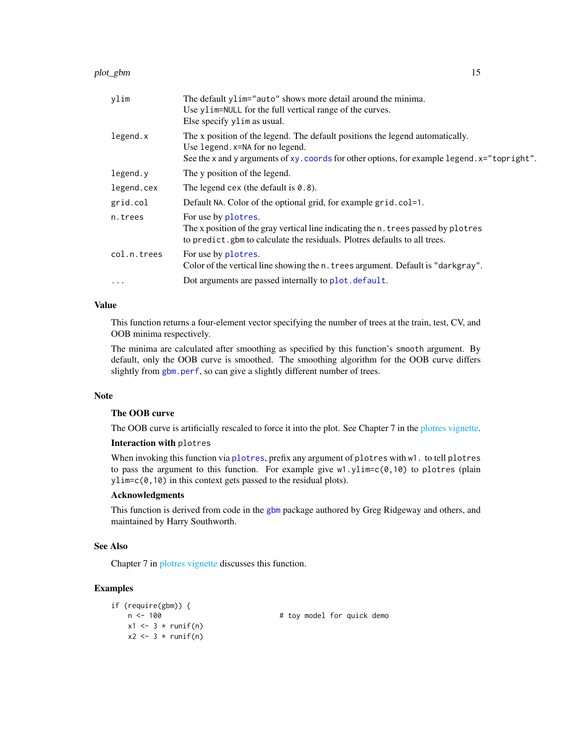| | |
|---|---|
| `ylim` | The default `ylim="auto"` shows more detail around the minima. Use `ylim=NULL` for the full vertical range of the curves. Else specify `ylim` as usual. |
| `legend.x` | The x position of the legend. The default positions the legend automatically. Use `legend.x=NA` for no legend. See the x and y arguments of `xy.coords` for other options, for example `legend.x="topright"`. |
| `legend.y` | The y position of the legend. |
| `legend.cex` | The legend `cex` (the default is `0.8`). |
| `grid.col` | Default `NA`. Color of the optional grid, for example `grid.col=1`. |
| `n.trees` | For use by `plotres`. The x position of the gray vertical line indicating the `n.trees` passed by `plotres` to `predict.gbm` to calculate the residuals. Plotres defaults to all trees. |
| `col.n.trees` | For use by `plotres`. Color of the vertical line showing the `n.trees` argument. Default is `"darkgray"`. |
| `...` | Dot arguments are passed internally to `plot.default`. |

## Value

This function returns a four-element vector specifying the number of trees at the train, test, CV, and OOB minima respectively.

The minima are calculated after smoothing as specified by this function's `smooth` argument. By default, only the OOB curve is smoothed. The smoothing algorithm for the OOB curve differs slightly from `gbm.perf`, so can give a slightly different number of trees.

## Note

### The OOB curve

The OOB curve is artificially rescaled to force it into the plot. See Chapter 7 in the plotres vignette.

### Interaction with `plotres`

When invoking this function via `plotres`, prefix any argument of `plotres` with `w1.` to tell `plotres` to pass the argument to this function. For example give `w1.ylim=c(0,10)` to `plotres` (plain `ylim=c(0,10)` in this context gets passed to the residual plots).

### Acknowledgments

This function is derived from code in the `gbm` package authored by Greg Ridgeway and others, and maintained by Harry Southworth.

## See Also

Chapter 7 in plotres vignette discusses this function.

## Examples

```
if (require(gbm)) {
    n <- 100                            # toy model for quick demo
    x1 <- 3 * runif(n)
    x2 <- 3 * runif(n)
```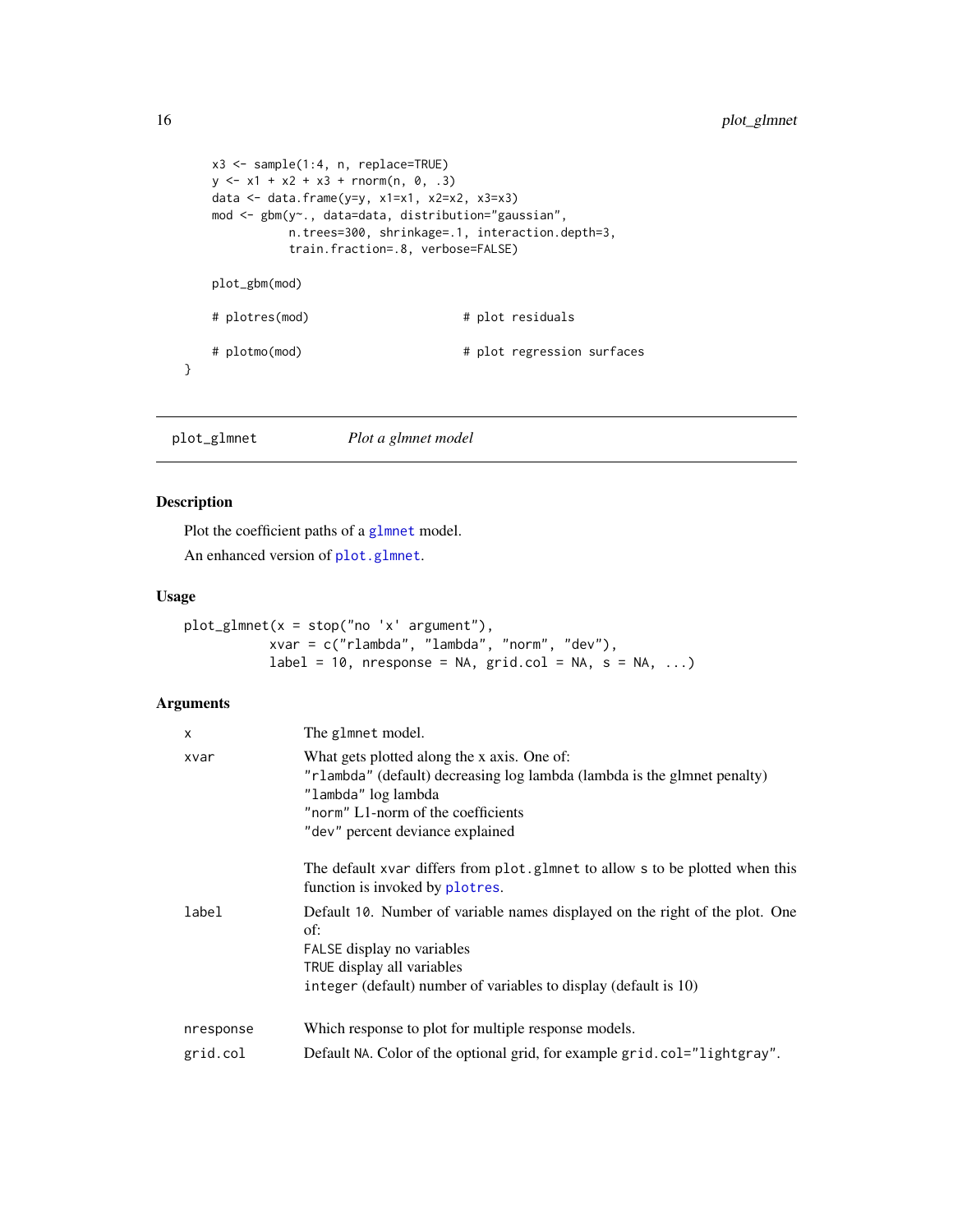```
    x3 <- sample(1:4, n, replace=TRUE)
    y <- x1 + x2 + x3 + rnorm(n, 0, .3)
    data <- data.frame(y=y, x1=x1, x2=x2, x3=x3)
    mod <- gbm(y~., data=data, distribution="gaussian",
               n.trees=300, shrinkage=.1, interaction.depth=3,
               train.fraction=.8, verbose=FALSE)

    plot_gbm(mod)

    # plotres(mod)                    # plot residuals

    # plotmo(mod)                     # plot regression surfaces
}
```

## plot_glmnet — *Plot a glmnet model*

### Description

Plot the coefficient paths of a `glmnet` model.

An enhanced version of `plot.glmnet`.

### Usage

```
plot_glmnet(x = stop("no 'x' argument"),
            xvar = c("rlambda", "lambda", "norm", "dev"),
            label = 10, nresponse = NA, grid.col = NA, s = NA, ...)
```

### Arguments

`x` The `glmnet` model.

`xvar` What gets plotted along the x axis. One of:
`"rlambda"` (default) decreasing log lambda (lambda is the glmnet penalty)
`"lambda"` log lambda
`"norm"` L1-norm of the coefficients
`"dev"` percent deviance explained

The default `xvar` differs from `plot.glmnet` to allow `s` to be plotted when this function is invoked by `plotres`.

`label` Default `10`. Number of variable names displayed on the right of the plot. One of:
`FALSE` display no variables
`TRUE` display all variables
`integer` (default) number of variables to display (default is 10)

`nresponse` Which response to plot for multiple response models.

`grid.col` Default `NA`. Color of the optional grid, for example `grid.col="lightgray"`.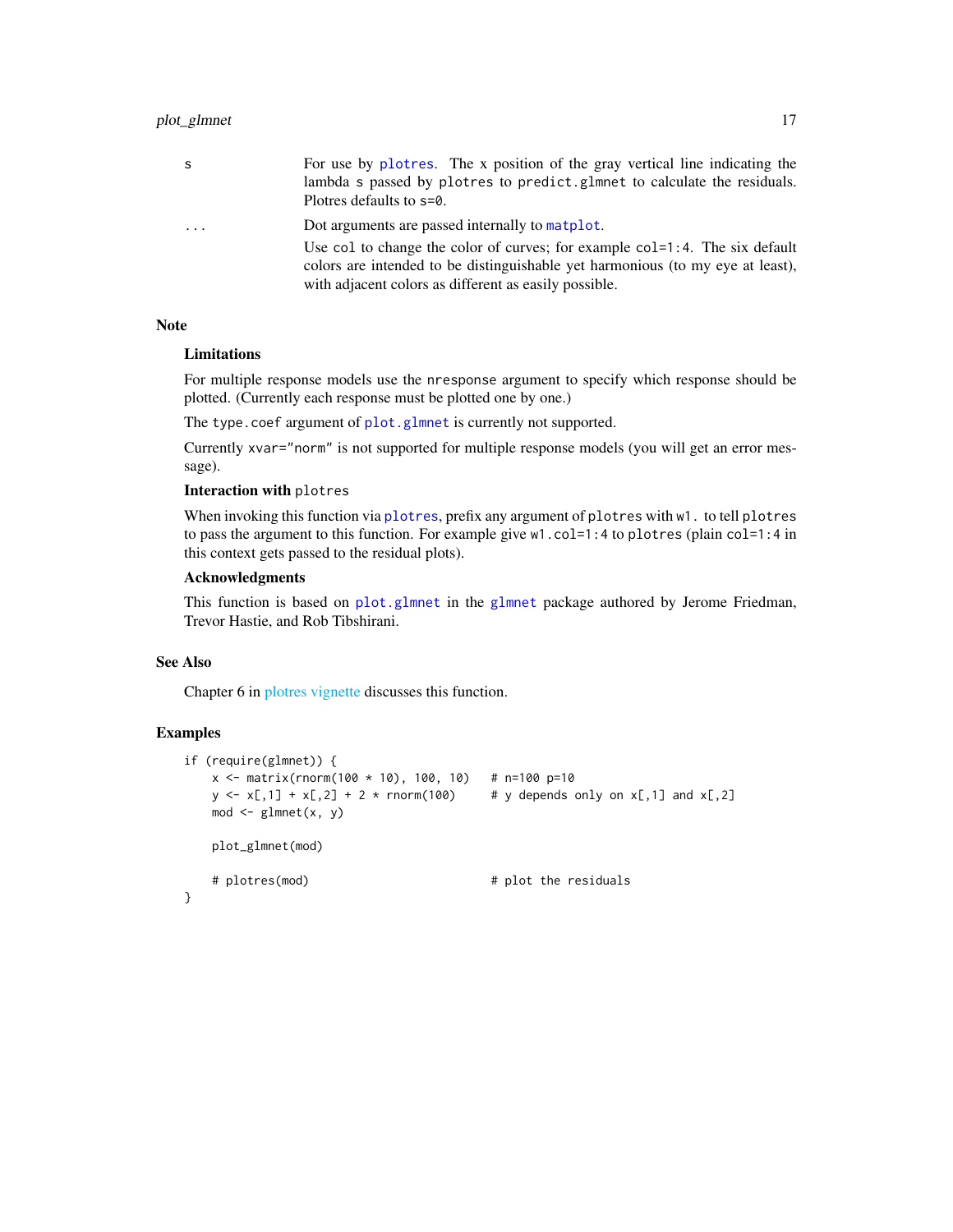| | |
|---|---|
| `s` | For use by `plotres`. The x position of the gray vertical line indicating the lambda `s` passed by `plotres` to `predict.glmnet` to calculate the residuals. Plotres defaults to `s=0`. |
| `...` | Dot arguments are passed internally to `matplot`.<br>Use `col` to change the color of curves; for example `col=1:4`. The six default colors are intended to be distinguishable yet harmonious (to my eye at least), with adjacent colors as different as easily possible. |

## Note

### Limitations

For multiple response models use the `nresponse` argument to specify which response should be plotted. (Currently each response must be plotted one by one.)

The `type.coef` argument of `plot.glmnet` is currently not supported.

Currently `xvar="norm"` is not supported for multiple response models (you will get an error message).

### Interaction with `plotres`

When invoking this function via `plotres`, prefix any argument of `plotres` with `w1.` to tell `plotres` to pass the argument to this function. For example give `w1.col=1:4` to `plotres` (plain `col=1:4` in this context gets passed to the residual plots).

### Acknowledgments

This function is based on `plot.glmnet` in the `glmnet` package authored by Jerome Friedman, Trevor Hastie, and Rob Tibshirani.

## See Also

Chapter 6 in plotres vignette discusses this function.

## Examples

```
if (require(glmnet)) {
    x <- matrix(rnorm(100 * 10), 100, 10)   # n=100 p=10
    y <- x[,1] + x[,2] + 2 * rnorm(100)     # y depends only on x[,1] and x[,2]
    mod <- glmnet(x, y)

    plot_glmnet(mod)

    # plotres(mod)                          # plot the residuals
}
```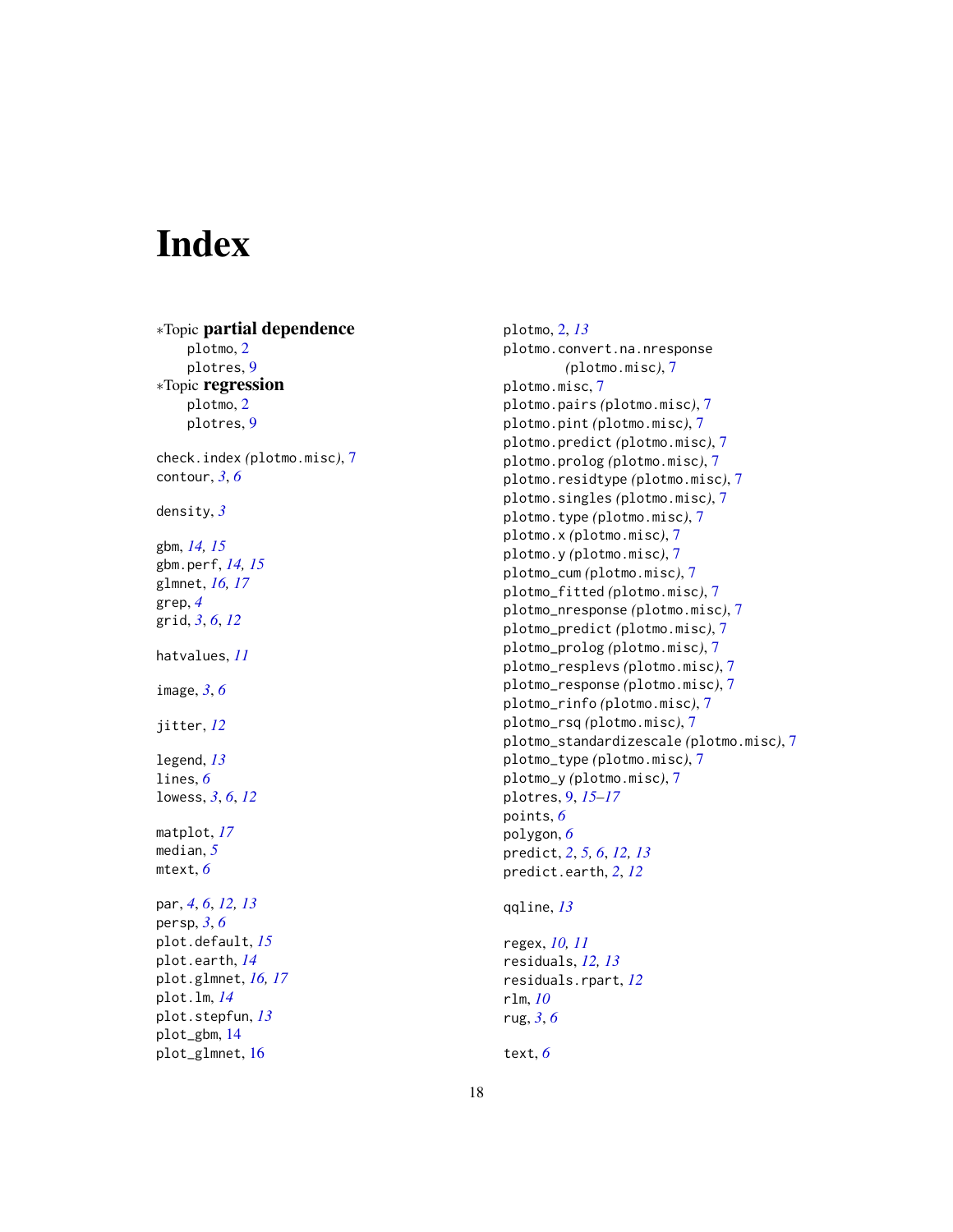# Index

*Topic **partial dependence**
- plotmo, 2
- plotres, 9

*Topic **regression**
- plotmo, 2
- plotres, 9

check.index *(plotmo.misc)*, 7
contour, *3*, *6*

density, *3*

gbm, *14, 15*
gbm.perf, *14, 15*
glmnet, *16, 17*
grep, *4*
grid, *3*, *6*, *12*

hatvalues, *11*

image, *3*, *6*

jitter, *12*

legend, *13*
lines, *6*
lowess, *3*, *6*, *12*

matplot, *17*
median, *5*
mtext, *6*

par, *4*, *6*, *12, 13*
persp, *3*, *6*
plot.default, *15*
plot.earth, *14*
plot.glmnet, *16, 17*
plot.lm, *14*
plot.stepfun, *13*
plot_gbm, 14
plot_glmnet, 16
plotmo, 2, *13*
plotmo.convert.na.nresponse *(plotmo.misc)*, 7
plotmo.misc, 7
plotmo.pairs *(plotmo.misc)*, 7
plotmo.pint *(plotmo.misc)*, 7
plotmo.predict *(plotmo.misc)*, 7
plotmo.prolog *(plotmo.misc)*, 7
plotmo.residtype *(plotmo.misc)*, 7
plotmo.singles *(plotmo.misc)*, 7
plotmo.type *(plotmo.misc)*, 7
plotmo.x *(plotmo.misc)*, 7
plotmo.y *(plotmo.misc)*, 7
plotmo_cum *(plotmo.misc)*, 7
plotmo_fitted *(plotmo.misc)*, 7
plotmo_nresponse *(plotmo.misc)*, 7
plotmo_predict *(plotmo.misc)*, 7
plotmo_prolog *(plotmo.misc)*, 7
plotmo_resplevs *(plotmo.misc)*, 7
plotmo_response *(plotmo.misc)*, 7
plotmo_rinfo *(plotmo.misc)*, 7
plotmo_rsq *(plotmo.misc)*, 7
plotmo_standardizescale *(plotmo.misc)*, 7
plotmo_type *(plotmo.misc)*, 7
plotmo_y *(plotmo.misc)*, 7
plotres, 9, *15–17*
points, *6*
polygon, *6*
predict, *2*, *5, 6*, *12, 13*
predict.earth, *2*, *12*

qqline, *13*

regex, *10, 11*
residuals, *12, 13*
residuals.rpart, *12*
rlm, *10*
rug, *3*, *6*

text, *6*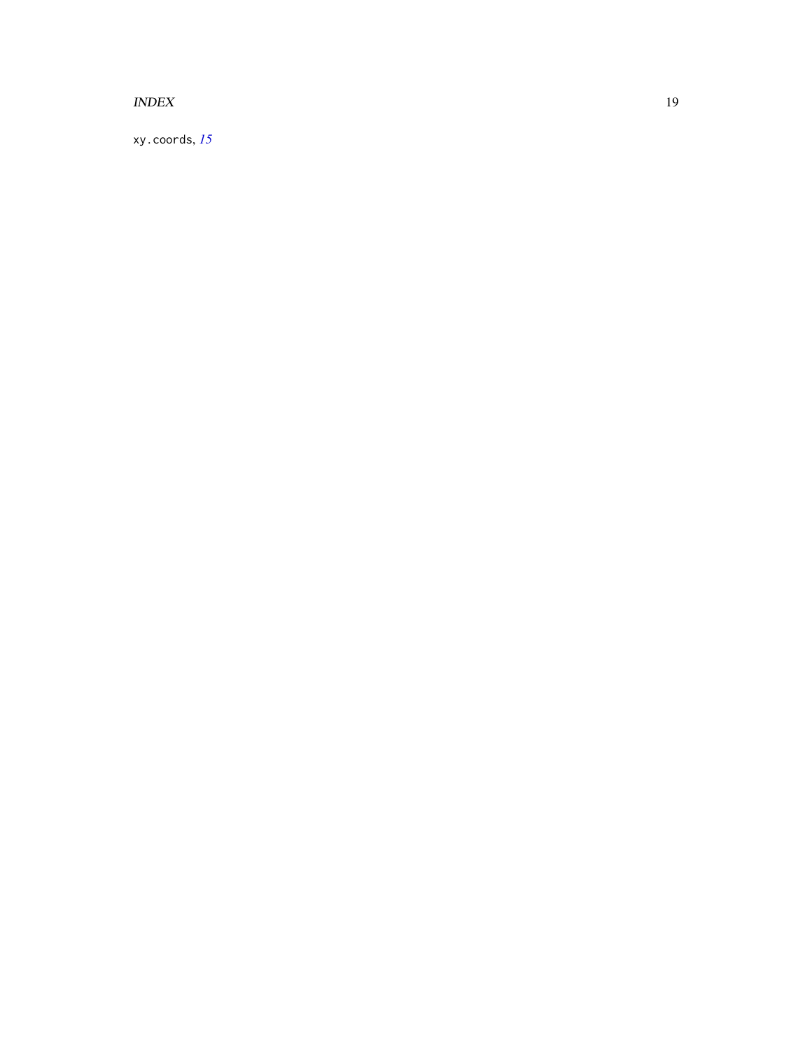`xy.coords`, *15*